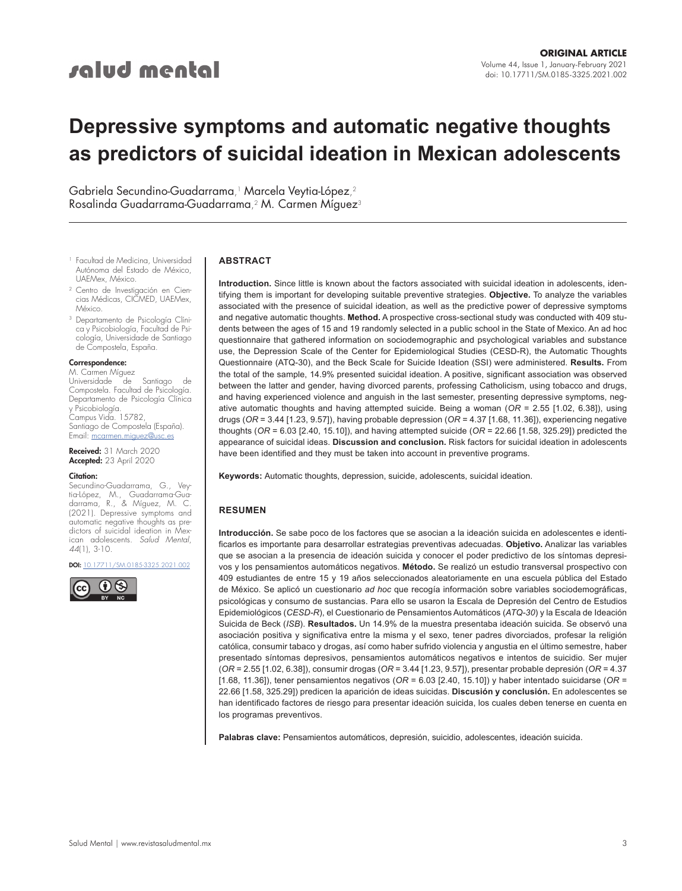ORIGINAL ARTICLE

# Depressive symptoms and automatic negative thoughts as predictors of suicidal ideation in Mexican adolescents

Gabriela Secundino-Guadarrama,[1] Marcela Veytia-López,[2] Rosalinda Guadarrama-Guadarrama,[2] M. Carmen Míguez[3]

[1] Facultad de Medicina, Universidad Autónoma del Estado de México, UAEMex, México.

[2] Centro de Investigación en Ciencias Médicas, CICMED, UAEMex, México.

[3] Departamento de Psicología Clínica y Psicobiología, Facultad de Psicología, Universidade de Santiago de Compostela, España.

**Correspondence:**
M. Carmen Míguez
Universidade de Santiago de Compostela. Facultad de Psicología. Departamento de Psicología Clínica y Psicobiología.
Campus Vida. 15782,
Santiago de Compostela (España).
Email: mcarmen.miguez@usc.es

**Received:** 31 March 2020
**Accepted:** 23 April 2020

**Citation:**
Secundino-Guadarrama, G., Veytia-López, M., Guadarrama-Guadarrama, R., & Míguez, M. C. (2021). Depressive symptoms and automatic negative thoughts as predictors of suicidal ideation in Mexican adolescents. *Salud Mental, 44*(1), 3-10.

**DOI:** 10.17711/SM.0185-3325.2021.002

## ABSTRACT

**Introduction.** Since little is known about the factors associated with suicidal ideation in adolescents, identifying them is important for developing suitable preventive strategies. **Objective.** To analyze the variables associated with the presence of suicidal ideation, as well as the predictive power of depressive symptoms and negative automatic thoughts. **Method.** A prospective cross-sectional study was conducted with 409 students between the ages of 15 and 19 randomly selected in a public school in the State of Mexico. An ad hoc questionnaire that gathered information on sociodemographic and psychological variables and substance use, the Depression Scale of the Center for Epidemiological Studies (CESD-R), the Automatic Thoughts Questionnaire (ATQ-30), and the Beck Scale for Suicide Ideation (SSI) were administered. **Results.** From the total of the sample, 14.9% presented suicidal ideation. A positive, significant association was observed between the latter and gender, having divorced parents, professing Catholicism, using tobacco and drugs, and having experienced violence and anguish in the last semester, presenting depressive symptoms, negative automatic thoughts and having attempted suicide. Being a woman (*OR* = 2.55 [1.02, 6.38]), using drugs (*OR* = 3.44 [1.23, 9.57]), having probable depression (*OR* = 4.37 [1.68, 11.36]), experiencing negative thoughts (*OR* = 6.03 [2.40, 15.10]), and having attempted suicide (*OR* = 22.66 [1.58, 325.29]) predicted the appearance of suicidal ideas. **Discussion and conclusion.** Risk factors for suicidal ideation in adolescents have been identified and they must be taken into account in preventive programs.

**Keywords:** Automatic thoughts, depression, suicide, adolescents, suicidal ideation.

## RESUMEN

**Introducción.** Se sabe poco de los factores que se asocian a la ideación suicida en adolescentes e identificarlos es importante para desarrollar estrategias preventivas adecuadas. **Objetivo.** Analizar las variables que se asocian a la presencia de ideación suicida y conocer el poder predictivo de los síntomas depresivos y los pensamientos automáticos negativos. **Método.** Se realizó un estudio transversal prospectivo con 409 estudiantes de entre 15 y 19 años seleccionados aleatoriamente en una escuela pública del Estado de México. Se aplicó un cuestionario *ad hoc* que recogía información sobre variables sociodemográficas, psicológicas y consumo de sustancias. Para ello se usaron la Escala de Depresión del Centro de Estudios Epidemiológicos (*CESD-R*), el Cuestionario de Pensamientos Automáticos (*ATQ-30*) y la Escala de Ideación Suicida de Beck (*ISB*). **Resultados.** Un 14.9% de la muestra presentaba ideación suicida. Se observó una asociación positiva y significativa entre la misma y el sexo, tener padres divorciados, profesar la religión católica, consumir tabaco y drogas, así como haber sufrido violencia y angustia en el último semestre, haber presentado síntomas depresivos, pensamientos automáticos negativos e intentos de suicidio. Ser mujer (*OR* = 2.55 [1.02, 6.38]), consumir drogas (*OR* = 3.44 [1.23, 9.57]), presentar probable depresión (*OR* = 4.37 [1.68, 11.36]), tener pensamientos negativos (*OR* = 6.03 [2.40, 15.10]) y haber intentado suicidarse (*OR* = 22.66 [1.58, 325.29]) predicen la aparición de ideas suicidas. **Discusión y conclusión.** En adolescentes se han identificado factores de riesgo para presentar ideación suicida, los cuales deben tenerse en cuenta en los programas preventivos.

**Palabras clave:** Pensamientos automáticos, depresión, suicidio, adolescentes, ideación suicida.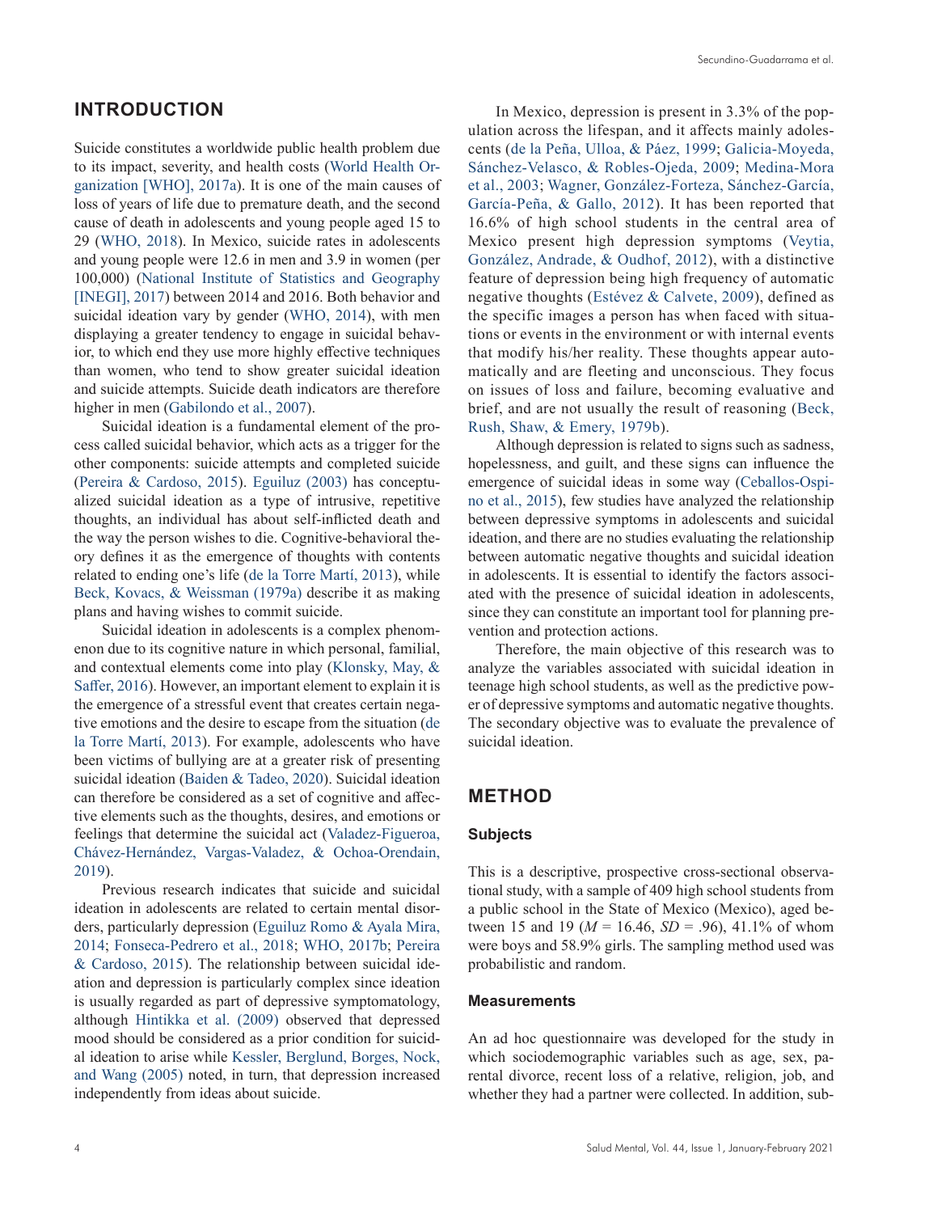## INTRODUCTION

Suicide constitutes a worldwide public health problem due to its impact, severity, and health costs (World Health Organization [WHO], 2017a). It is one of the main causes of loss of years of life due to premature death, and the second cause of death in adolescents and young people aged 15 to 29 (WHO, 2018). In Mexico, suicide rates in adolescents and young people were 12.6 in men and 3.9 in women (per 100,000) (National Institute of Statistics and Geography [INEGI], 2017) between 2014 and 2016. Both behavior and suicidal ideation vary by gender (WHO, 2014), with men displaying a greater tendency to engage in suicidal behavior, to which end they use more highly effective techniques than women, who tend to show greater suicidal ideation and suicide attempts. Suicide death indicators are therefore higher in men (Gabilondo et al., 2007).

Suicidal ideation is a fundamental element of the process called suicidal behavior, which acts as a trigger for the other components: suicide attempts and completed suicide (Pereira & Cardoso, 2015). Eguiluz (2003) has conceptualized suicidal ideation as a type of intrusive, repetitive thoughts, an individual has about self-inflicted death and the way the person wishes to die. Cognitive-behavioral theory defines it as the emergence of thoughts with contents related to ending one's life (de la Torre Martí, 2013), while Beck, Kovacs, & Weissman (1979a) describe it as making plans and having wishes to commit suicide.

Suicidal ideation in adolescents is a complex phenomenon due to its cognitive nature in which personal, familial, and contextual elements come into play (Klonsky, May, & Saffer, 2016). However, an important element to explain it is the emergence of a stressful event that creates certain negative emotions and the desire to escape from the situation (de la Torre Martí, 2013). For example, adolescents who have been victims of bullying are at a greater risk of presenting suicidal ideation (Baiden & Tadeo, 2020). Suicidal ideation can therefore be considered as a set of cognitive and affective elements such as the thoughts, desires, and emotions or feelings that determine the suicidal act (Valadez-Figueroa, Chávez-Hernández, Vargas-Valadez, & Ochoa-Orendain, 2019).

Previous research indicates that suicide and suicidal ideation in adolescents are related to certain mental disorders, particularly depression (Eguiluz Romo & Ayala Mira, 2014; Fonseca-Pedrero et al., 2018; WHO, 2017b; Pereira & Cardoso, 2015). The relationship between suicidal ideation and depression is particularly complex since ideation is usually regarded as part of depressive symptomatology, although Hintikka et al. (2009) observed that depressed mood should be considered as a prior condition for suicidal ideation to arise while Kessler, Berglund, Borges, Nock, and Wang (2005) noted, in turn, that depression increased independently from ideas about suicide.

In Mexico, depression is present in 3.3% of the population across the lifespan, and it affects mainly adolescents (de la Peña, Ulloa, & Páez, 1999; Galicia-Moyeda, Sánchez-Velasco, & Robles-Ojeda, 2009; Medina-Mora et al., 2003; Wagner, González-Forteza, Sánchez-García, García-Peña, & Gallo, 2012). It has been reported that 16.6% of high school students in the central area of Mexico present high depression symptoms (Veytia, González, Andrade, & Oudhof, 2012), with a distinctive feature of depression being high frequency of automatic negative thoughts (Estévez & Calvete, 2009), defined as the specific images a person has when faced with situations or events in the environment or with internal events that modify his/her reality. These thoughts appear automatically and are fleeting and unconscious. They focus on issues of loss and failure, becoming evaluative and brief, and are not usually the result of reasoning (Beck, Rush, Shaw, & Emery, 1979b).

Although depression is related to signs such as sadness, hopelessness, and guilt, and these signs can influence the emergence of suicidal ideas in some way (Ceballos-Ospino et al., 2015), few studies have analyzed the relationship between depressive symptoms in adolescents and suicidal ideation, and there are no studies evaluating the relationship between automatic negative thoughts and suicidal ideation in adolescents. It is essential to identify the factors associated with the presence of suicidal ideation in adolescents, since they can constitute an important tool for planning prevention and protection actions.

Therefore, the main objective of this research was to analyze the variables associated with suicidal ideation in teenage high school students, as well as the predictive power of depressive symptoms and automatic negative thoughts. The secondary objective was to evaluate the prevalence of suicidal ideation.

## METHOD

### Subjects

This is a descriptive, prospective cross-sectional observational study, with a sample of 409 high school students from a public school in the State of Mexico (Mexico), aged between 15 and 19 ($M$ = 16.46, $SD$ = .96), 41.1% of whom were boys and 58.9% girls. The sampling method used was probabilistic and random.

### Measurements

An ad hoc questionnaire was developed for the study in which sociodemographic variables such as age, sex, parental divorce, recent loss of a relative, religion, job, and whether they had a partner were collected. In addition, sub-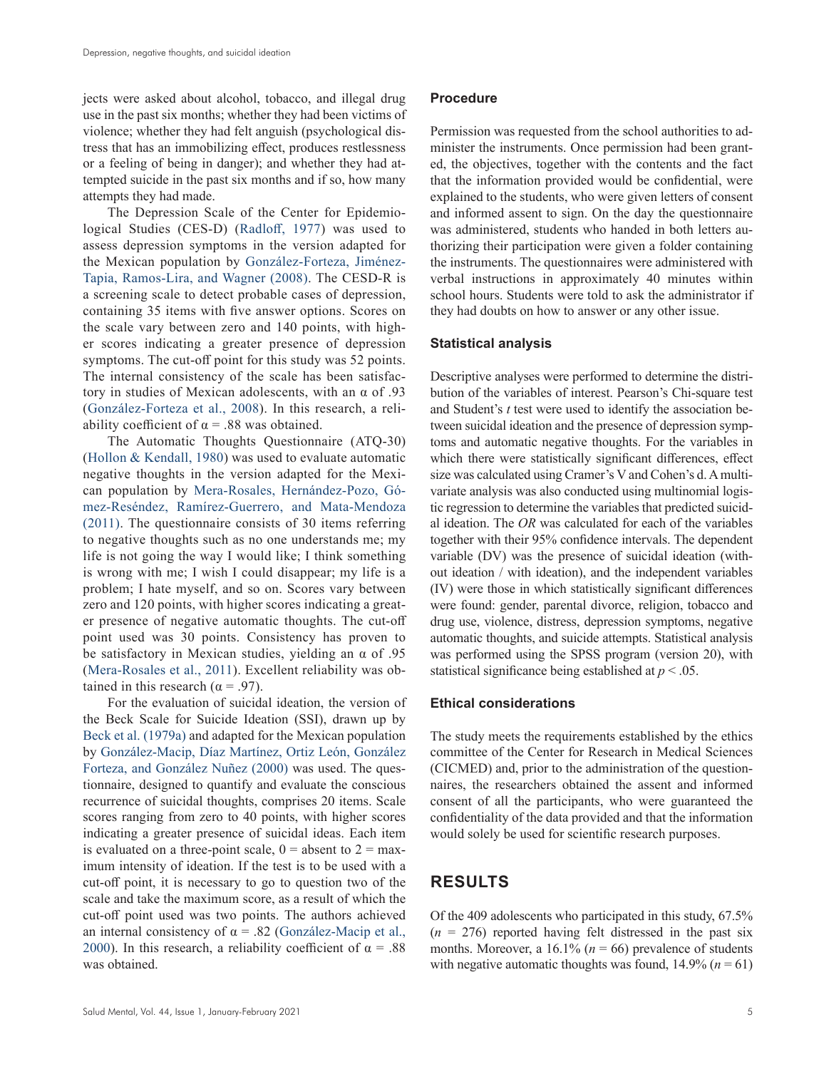jects were asked about alcohol, tobacco, and illegal drug use in the past six months; whether they had been victims of violence; whether they had felt anguish (psychological distress that has an immobilizing effect, produces restlessness or a feeling of being in danger); and whether they had attempted suicide in the past six months and if so, how many attempts they had made.

The Depression Scale of the Center for Epidemiological Studies (CES-D) (Radloff, 1977) was used to assess depression symptoms in the version adapted for the Mexican population by González-Forteza, Jiménez-Tapia, Ramos-Lira, and Wagner (2008). The CESD-R is a screening scale to detect probable cases of depression, containing 35 items with five answer options. Scores on the scale vary between zero and 140 points, with higher scores indicating a greater presence of depression symptoms. The cut-off point for this study was 52 points. The internal consistency of the scale has been satisfactory in studies of Mexican adolescents, with an α of .93 (González-Forteza et al., 2008). In this research, a reliability coefficient of α = .88 was obtained.

The Automatic Thoughts Questionnaire (ATQ-30) (Hollon & Kendall, 1980) was used to evaluate automatic negative thoughts in the version adapted for the Mexican population by Mera-Rosales, Hernández-Pozo, Gómez-Reséndez, Ramírez-Guerrero, and Mata-Mendoza (2011). The questionnaire consists of 30 items referring to negative thoughts such as no one understands me; my life is not going the way I would like; I think something is wrong with me; I wish I could disappear; my life is a problem; I hate myself, and so on. Scores vary between zero and 120 points, with higher scores indicating a greater presence of negative automatic thoughts. The cut-off point used was 30 points. Consistency has proven to be satisfactory in Mexican studies, yielding an α of .95 (Mera-Rosales et al., 2011). Excellent reliability was obtained in this research (α = .97).

For the evaluation of suicidal ideation, the version of the Beck Scale for Suicide Ideation (SSI), drawn up by Beck et al. (1979a) and adapted for the Mexican population by González-Macip, Díaz Martínez, Ortiz León, González Forteza, and González Nuñez (2000) was used. The questionnaire, designed to quantify and evaluate the conscious recurrence of suicidal thoughts, comprises 20 items. Scale scores ranging from zero to 40 points, with higher scores indicating a greater presence of suicidal ideas. Each item is evaluated on a three-point scale, 0 = absent to 2 = maximum intensity of ideation. If the test is to be used with a cut-off point, it is necessary to go to question two of the scale and take the maximum score, as a result of which the cut-off point used was two points. The authors achieved an internal consistency of α = .82 (González-Macip et al., 2000). In this research, a reliability coefficient of α = .88 was obtained.

### Procedure

Permission was requested from the school authorities to administer the instruments. Once permission had been granted, the objectives, together with the contents and the fact that the information provided would be confidential, were explained to the students, who were given letters of consent and informed assent to sign. On the day the questionnaire was administered, students who handed in both letters authorizing their participation were given a folder containing the instruments. The questionnaires were administered with verbal instructions in approximately 40 minutes within school hours. Students were told to ask the administrator if they had doubts on how to answer or any other issue.

### Statistical analysis

Descriptive analyses were performed to determine the distribution of the variables of interest. Pearson's Chi-square test and Student's *t* test were used to identify the association between suicidal ideation and the presence of depression symptoms and automatic negative thoughts. For the variables in which there were statistically significant differences, effect size was calculated using Cramer's V and Cohen's d. A multivariate analysis was also conducted using multinomial logistic regression to determine the variables that predicted suicidal ideation. The *OR* was calculated for each of the variables together with their 95% confidence intervals. The dependent variable (DV) was the presence of suicidal ideation (without ideation / with ideation), and the independent variables (IV) were those in which statistically significant differences were found: gender, parental divorce, religion, tobacco and drug use, violence, distress, depression symptoms, negative automatic thoughts, and suicide attempts. Statistical analysis was performed using the SPSS program (version 20), with statistical significance being established at $p < .05$.

### Ethical considerations

The study meets the requirements established by the ethics committee of the Center for Research in Medical Sciences (CICMED) and, prior to the administration of the questionnaires, the researchers obtained the assent and informed consent of all the participants, who were guaranteed the confidentiality of the data provided and that the information would solely be used for scientific research purposes.

## RESULTS

Of the 409 adolescents who participated in this study, 67.5% (*n* = 276) reported having felt distressed in the past six months. Moreover, a 16.1% (*n* = 66) prevalence of students with negative automatic thoughts was found, 14.9% (*n* = 61)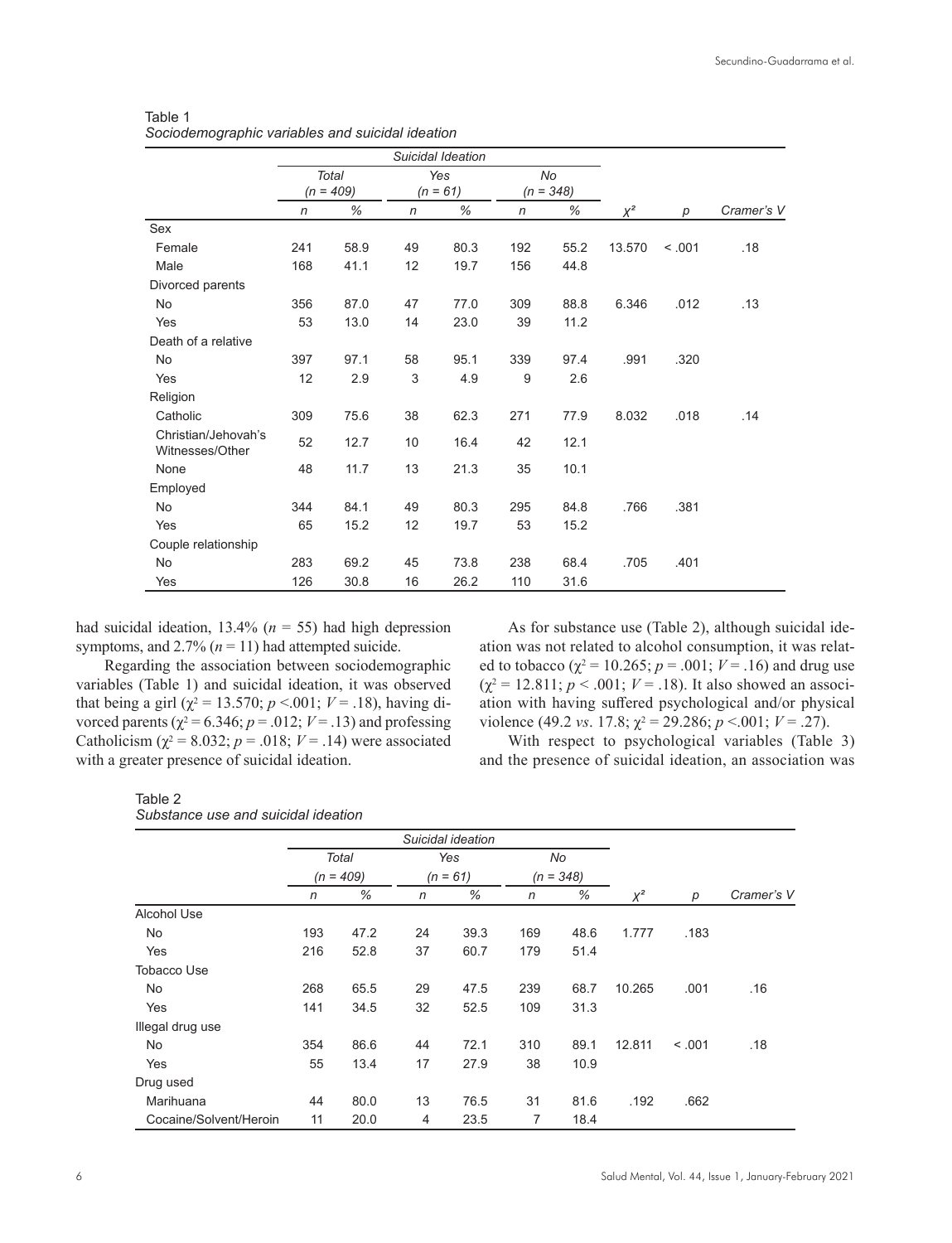Table 1
*Sociodemographic variables and suicidal ideation*

| | Suicidal Ideation | | | | | | | | |
|---|---|---|---|---|---|---|---|---|---|
| | *Total (n = 409)* | | *Yes (n = 61)* | | *No (n = 348)* | | | | |
| | *n* | *%* | *n* | *%* | *n* | *%* | $\chi^2$ | *p* | *Cramer's V* |
| Sex | | | | | | | | | |
| Female | 241 | 58.9 | 49 | 80.3 | 192 | 55.2 | 13.570 | < .001 | .18 |
| Male | 168 | 41.1 | 12 | 19.7 | 156 | 44.8 | | | |
| Divorced parents | | | | | | | | | |
| No | 356 | 87.0 | 47 | 77.0 | 309 | 88.8 | 6.346 | .012 | .13 |
| Yes | 53 | 13.0 | 14 | 23.0 | 39 | 11.2 | | | |
| Death of a relative | | | | | | | | | |
| No | 397 | 97.1 | 58 | 95.1 | 339 | 97.4 | .991 | .320 | |
| Yes | 12 | 2.9 | 3 | 4.9 | 9 | 2.6 | | | |
| Religion | | | | | | | | | |
| Catholic | 309 | 75.6 | 38 | 62.3 | 271 | 77.9 | 8.032 | .018 | .14 |
| Christian/Jehovah's Witnesses/Other | 52 | 12.7 | 10 | 16.4 | 42 | 12.1 | | | |
| None | 48 | 11.7 | 13 | 21.3 | 35 | 10.1 | | | |
| Employed | | | | | | | | | |
| No | 344 | 84.1 | 49 | 80.3 | 295 | 84.8 | .766 | .381 | |
| Yes | 65 | 15.2 | 12 | 19.7 | 53 | 15.2 | | | |
| Couple relationship | | | | | | | | | |
| No | 283 | 69.2 | 45 | 73.8 | 238 | 68.4 | .705 | .401 | |
| Yes | 126 | 30.8 | 16 | 26.2 | 110 | 31.6 | | | |

had suicidal ideation, 13.4% ($n$ = 55) had high depression symptoms, and 2.7% ($n$ = 11) had attempted suicide.

Regarding the association between sociodemographic variables (Table 1) and suicidal ideation, it was observed that being a girl ($\chi^2$ = 13.570; $p$ <.001; $V$ = .18), having divorced parents ($\chi^2$ = 6.346; $p$ = .012; $V$ = .13) and professing Catholicism ($\chi^2$ = 8.032; $p$ = .018; $V$ = .14) were associated with a greater presence of suicidal ideation.

As for substance use (Table 2), although suicidal ideation was not related to alcohol consumption, it was related to tobacco ($\chi^2$ = 10.265; $p$ = .001; $V$ = .16) and drug use ($\chi^2$ = 12.811; $p$ < .001; $V$ = .18). It also showed an association with having suffered psychological and/or physical violence (49.2 *vs*. 17.8; $\chi^2$ = 29.286; $p$ <.001; $V$ = .27).

With respect to psychological variables (Table 3) and the presence of suicidal ideation, an association was

Table 2
*Substance use and suicidal ideation*

| | Suicidal ideation | | | | | | | | |
|---|---|---|---|---|---|---|---|---|---|
| | *Total (n = 409)* | | *Yes (n = 61)* | | *No (n = 348)* | | | | |
| | *n* | *%* | *n* | *%* | *n* | *%* | $\chi^2$ | *p* | *Cramer's V* |
| Alcohol Use | | | | | | | | | |
| No | 193 | 47.2 | 24 | 39.3 | 169 | 48.6 | 1.777 | .183 | |
| Yes | 216 | 52.8 | 37 | 60.7 | 179 | 51.4 | | | |
| Tobacco Use | | | | | | | | | |
| No | 268 | 65.5 | 29 | 47.5 | 239 | 68.7 | 10.265 | .001 | .16 |
| Yes | 141 | 34.5 | 32 | 52.5 | 109 | 31.3 | | | |
| Illegal drug use | | | | | | | | | |
| No | 354 | 86.6 | 44 | 72.1 | 310 | 89.1 | 12.811 | < .001 | .18 |
| Yes | 55 | 13.4 | 17 | 27.9 | 38 | 10.9 | | | |
| Drug used | | | | | | | | | |
| Marihuana | 44 | 80.0 | 13 | 76.5 | 31 | 81.6 | .192 | .662 | |
| Cocaine/Solvent/Heroin | 11 | 20.0 | 4 | 23.5 | 7 | 18.4 | | | |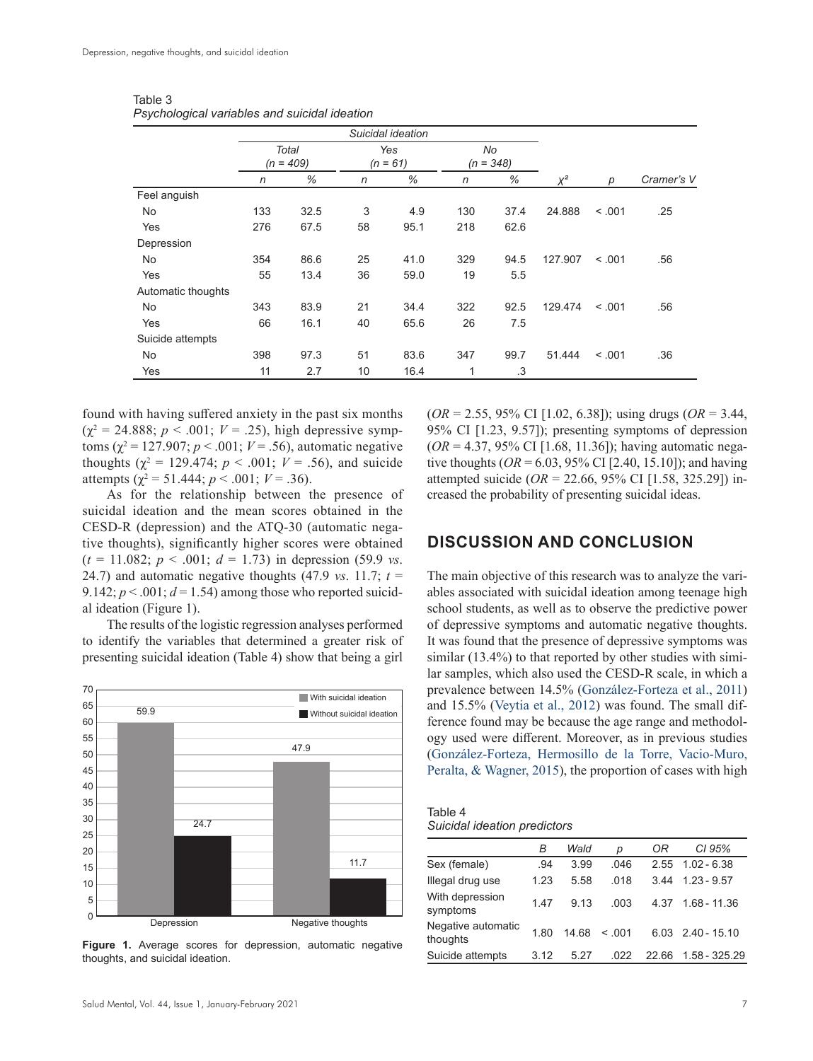Table 3
*Psychological variables and suicidal ideation*

| | Suicidal ideation | | | | | | | | |
|---|---|---|---|---|---|---|---|---|---|
| | Total (n = 409) | | Yes (n = 61) | | No (n = 348) | | | | |
| | n | % | n | % | n | % | $\chi^2$ | p | Cramer's V |
| Feel anguish | | | | | | | | | |
| No | 133 | 32.5 | 3 | 4.9 | 130 | 37.4 | 24.888 | < .001 | .25 |
| Yes | 276 | 67.5 | 58 | 95.1 | 218 | 62.6 | | | |
| Depression | | | | | | | | | |
| No | 354 | 86.6 | 25 | 41.0 | 329 | 94.5 | 127.907 | < .001 | .56 |
| Yes | 55 | 13.4 | 36 | 59.0 | 19 | 5.5 | | | |
| Automatic thoughts | | | | | | | | | |
| No | 343 | 83.9 | 21 | 34.4 | 322 | 92.5 | 129.474 | < .001 | .56 |
| Yes | 66 | 16.1 | 40 | 65.6 | 26 | 7.5 | | | |
| Suicide attempts | | | | | | | | | |
| No | 398 | 97.3 | 51 | 83.6 | 347 | 99.7 | 51.444 | < .001 | .36 |
| Yes | 11 | 2.7 | 10 | 16.4 | 1 | .3 | | | |

found with having suffered anxiety in the past six months ($\chi^2 = 24.888$; $p < .001$; $V = .25$), high depressive symptoms ($\chi^2 = 127.907$; $p < .001$; $V = .56$), automatic negative thoughts ($\chi^2 = 129.474$; $p < .001$; $V = .56$), and suicide attempts ($\chi^2 = 51.444$; $p < .001$; $V = .36$).

As for the relationship between the presence of suicidal ideation and the mean scores obtained in the CESD-R (depression) and the ATQ-30 (automatic negative thoughts), significantly higher scores were obtained ($t = 11.082$; $p < .001$; $d = 1.73$) in depression (59.9 *vs*. 24.7) and automatic negative thoughts (47.9 *vs*. 11.7; $t = 9.142$; $p < .001$; $d = 1.54$) among those who reported suicidal ideation (Figure 1).

The results of the logistic regression analyses performed to identify the variables that determined a greater risk of presenting suicidal ideation (Table 4) show that being a girl (*OR* = 2.55, 95% CI [1.02, 6.38]); using drugs (*OR* = 3.44, 95% CI [1.23, 9.57]); presenting symptoms of depression (*OR* = 4.37, 95% CI [1.68, 11.36]); having automatic negative thoughts (*OR* = 6.03, 95% CI [2.40, 15.10]); and having attempted suicide (*OR* = 22.66, 95% CI [1.58, 325.29]) increased the probability of presenting suicidal ideas.

**Figure 1.** Average scores for depression, automatic negative thoughts, and suicidal ideation.

## DISCUSSION AND CONCLUSION

The main objective of this research was to analyze the variables associated with suicidal ideation among teenage high school students, as well as to observe the predictive power of depressive symptoms and automatic negative thoughts. It was found that the presence of depressive symptoms was similar (13.4%) to that reported by other studies with similar samples, which also used the CESD-R scale, in which a prevalence between 14.5% (González-Forteza et al., 2011) and 15.5% (Veytia et al., 2012) was found. The small difference found may be because the age range and methodology used were different. Moreover, as in previous studies (González-Forteza, Hermosillo de la Torre, Vacio-Muro, Peralta, & Wagner, 2015), the proportion of cases with high

Table 4
*Suicidal ideation predictors*

| | B | Wald | p | OR | CI 95% |
|---|---|---|---|---|---|
| Sex (female) | .94 | 3.99 | .046 | 2.55 | 1.02 - 6.38 |
| Illegal drug use | 1.23 | 5.58 | .018 | 3.44 | 1.23 - 9.57 |
| With depression symptoms | 1.47 | 9.13 | .003 | 4.37 | 1.68 - 11.36 |
| Negative automatic thoughts | 1.80 | 14.68 | < .001 | 6.03 | 2.40 - 15.10 |
| Suicide attempts | 3.12 | 5.27 | .022 | 22.66 | 1.58 - 325.29 |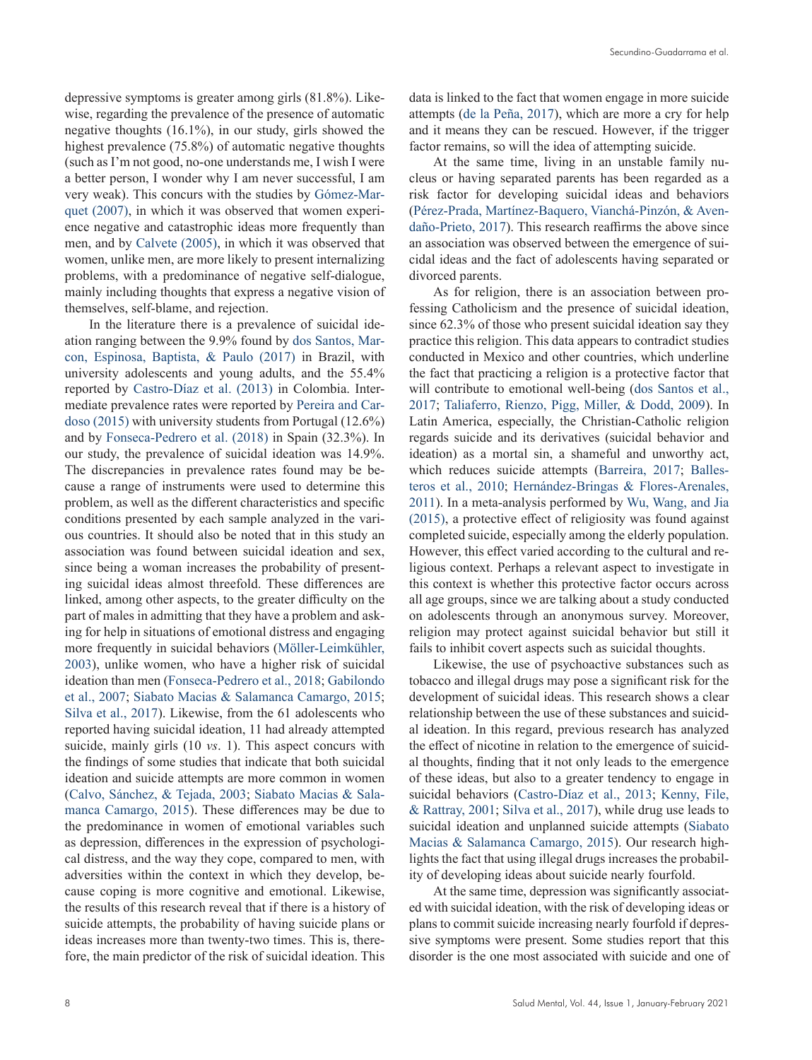depressive symptoms is greater among girls (81.8%). Likewise, regarding the prevalence of the presence of automatic negative thoughts (16.1%), in our study, girls showed the highest prevalence (75.8%) of automatic negative thoughts (such as I'm not good, no-one understands me, I wish I were a better person, I wonder why I am never successful, I am very weak). This concurs with the studies by Gómez-Marquet (2007), in which it was observed that women experience negative and catastrophic ideas more frequently than men, and by Calvete (2005), in which it was observed that women, unlike men, are more likely to present internalizing problems, with a predominance of negative self-dialogue, mainly including thoughts that express a negative vision of themselves, self-blame, and rejection.

In the literature there is a prevalence of suicidal ideation ranging between the 9.9% found by dos Santos, Marcon, Espinosa, Baptista, & Paulo (2017) in Brazil, with university adolescents and young adults, and the 55.4% reported by Castro-Díaz et al. (2013) in Colombia. Intermediate prevalence rates were reported by Pereira and Cardoso (2015) with university students from Portugal (12.6%) and by Fonseca-Pedrero et al. (2018) in Spain (32.3%). In our study, the prevalence of suicidal ideation was 14.9%. The discrepancies in prevalence rates found may be because a range of instruments were used to determine this problem, as well as the different characteristics and specific conditions presented by each sample analyzed in the various countries. It should also be noted that in this study an association was found between suicidal ideation and sex, since being a woman increases the probability of presenting suicidal ideas almost threefold. These differences are linked, among other aspects, to the greater difficulty on the part of males in admitting that they have a problem and asking for help in situations of emotional distress and engaging more frequently in suicidal behaviors (Möller-Leimkühler, 2003), unlike women, who have a higher risk of suicidal ideation than men (Fonseca-Pedrero et al., 2018; Gabilondo et al., 2007; Siabato Macias & Salamanca Camargo, 2015; Silva et al., 2017). Likewise, from the 61 adolescents who reported having suicidal ideation, 11 had already attempted suicide, mainly girls (10 *vs*. 1). This aspect concurs with the findings of some studies that indicate that both suicidal ideation and suicide attempts are more common in women (Calvo, Sánchez, & Tejada, 2003; Siabato Macias & Salamanca Camargo, 2015). These differences may be due to the predominance in women of emotional variables such as depression, differences in the expression of psychological distress, and the way they cope, compared to men, with adversities within the context in which they develop, because coping is more cognitive and emotional. Likewise, the results of this research reveal that if there is a history of suicide attempts, the probability of having suicide plans or ideas increases more than twenty-two times. This is, therefore, the main predictor of the risk of suicidal ideation. This data is linked to the fact that women engage in more suicide attempts (de la Peña, 2017), which are more a cry for help and it means they can be rescued. However, if the trigger factor remains, so will the idea of attempting suicide.

At the same time, living in an unstable family nucleus or having separated parents has been regarded as a risk factor for developing suicidal ideas and behaviors (Pérez-Prada, Martínez-Baquero, Vianchá-Pinzón, & Avendaño-Prieto, 2017). This research reaffirms the above since an association was observed between the emergence of suicidal ideas and the fact of adolescents having separated or divorced parents.

As for religion, there is an association between professing Catholicism and the presence of suicidal ideation, since 62.3% of those who present suicidal ideation say they practice this religion. This data appears to contradict studies conducted in Mexico and other countries, which underline the fact that practicing a religion is a protective factor that will contribute to emotional well-being (dos Santos et al., 2017; Taliaferro, Rienzo, Pigg, Miller, & Dodd, 2009). In Latin America, especially, the Christian-Catholic religion regards suicide and its derivatives (suicidal behavior and ideation) as a mortal sin, a shameful and unworthy act, which reduces suicide attempts (Barreira, 2017; Ballesteros et al., 2010; Hernández-Bringas & Flores-Arenales, 2011). In a meta-analysis performed by Wu, Wang, and Jia (2015), a protective effect of religiosity was found against completed suicide, especially among the elderly population. However, this effect varied according to the cultural and religious context. Perhaps a relevant aspect to investigate in this context is whether this protective factor occurs across all age groups, since we are talking about a study conducted on adolescents through an anonymous survey. Moreover, religion may protect against suicidal behavior but still it fails to inhibit covert aspects such as suicidal thoughts.

Likewise, the use of psychoactive substances such as tobacco and illegal drugs may pose a significant risk for the development of suicidal ideas. This research shows a clear relationship between the use of these substances and suicidal ideation. In this regard, previous research has analyzed the effect of nicotine in relation to the emergence of suicidal thoughts, finding that it not only leads to the emergence of these ideas, but also to a greater tendency to engage in suicidal behaviors (Castro-Díaz et al., 2013; Kenny, File, & Rattray, 2001; Silva et al., 2017), while drug use leads to suicidal ideation and unplanned suicide attempts (Siabato Macias & Salamanca Camargo, 2015). Our research highlights the fact that using illegal drugs increases the probability of developing ideas about suicide nearly fourfold.

At the same time, depression was significantly associated with suicidal ideation, with the risk of developing ideas or plans to commit suicide increasing nearly fourfold if depressive symptoms were present. Some studies report that this disorder is the one most associated with suicide and one of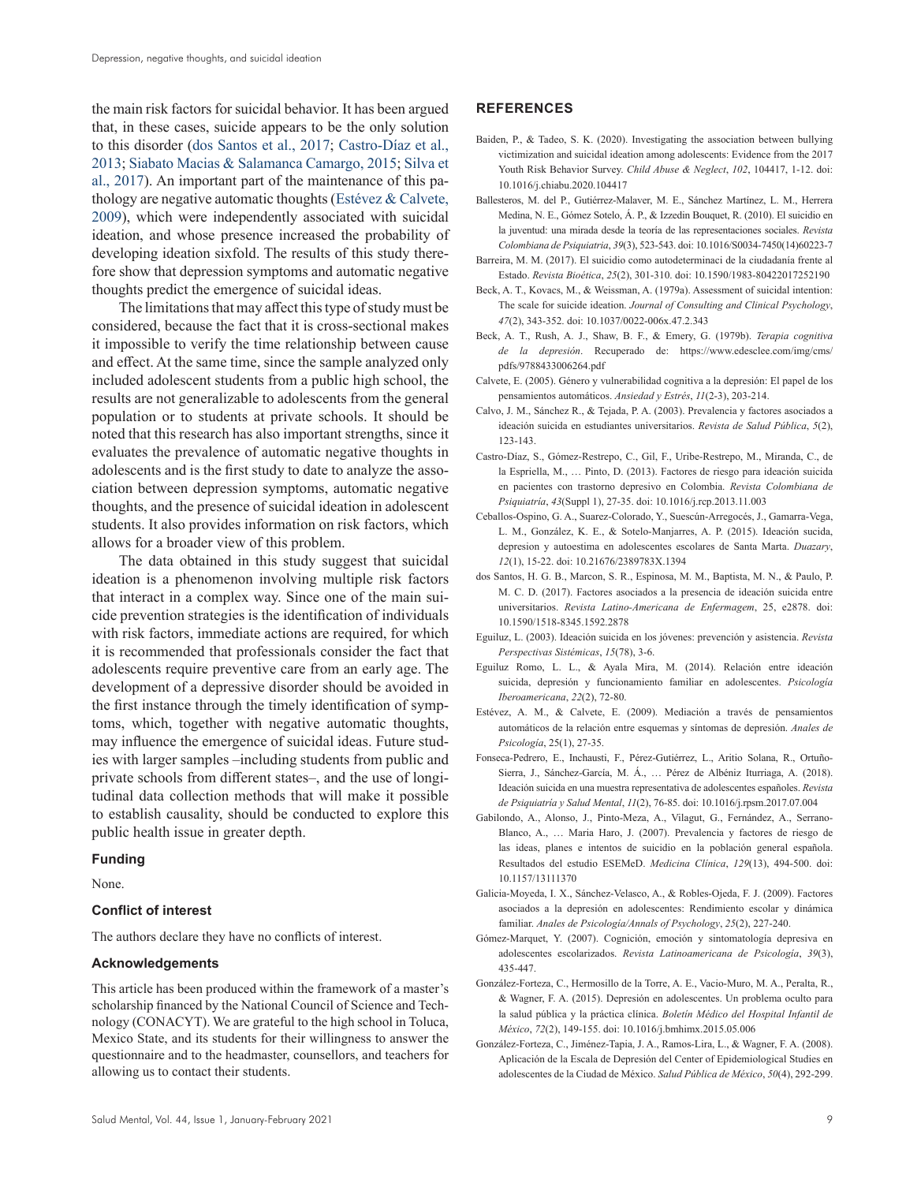the main risk factors for suicidal behavior. It has been argued that, in these cases, suicide appears to be the only solution to this disorder (dos Santos et al., 2017; Castro-Díaz et al., 2013; Siabato Macias & Salamanca Camargo, 2015; Silva et al., 2017). An important part of the maintenance of this pathology are negative automatic thoughts (Estévez & Calvete, 2009), which were independently associated with suicidal ideation, and whose presence increased the probability of developing ideation sixfold. The results of this study therefore show that depression symptoms and automatic negative thoughts predict the emergence of suicidal ideas.

The limitations that may affect this type of study must be considered, because the fact that it is cross-sectional makes it impossible to verify the time relationship between cause and effect. At the same time, since the sample analyzed only included adolescent students from a public high school, the results are not generalizable to adolescents from the general population or to students at private schools. It should be noted that this research has also important strengths, since it evaluates the prevalence of automatic negative thoughts in adolescents and is the first study to date to analyze the association between depression symptoms, automatic negative thoughts, and the presence of suicidal ideation in adolescent students. It also provides information on risk factors, which allows for a broader view of this problem.

The data obtained in this study suggest that suicidal ideation is a phenomenon involving multiple risk factors that interact in a complex way. Since one of the main suicide prevention strategies is the identification of individuals with risk factors, immediate actions are required, for which it is recommended that professionals consider the fact that adolescents require preventive care from an early age. The development of a depressive disorder should be avoided in the first instance through the timely identification of symptoms, which, together with negative automatic thoughts, may influence the emergence of suicidal ideas. Future studies with larger samples –including students from public and private schools from different states–, and the use of longitudinal data collection methods that will make it possible to establish causality, should be conducted to explore this public health issue in greater depth.

### Funding

None.

### Conflict of interest

The authors declare they have no conflicts of interest.

### Acknowledgements

This article has been produced within the framework of a master's scholarship financed by the National Council of Science and Technology (CONACYT). We are grateful to the high school in Toluca, Mexico State, and its students for their willingness to answer the questionnaire and to the headmaster, counsellors, and teachers for allowing us to contact their students.

## REFERENCES

Baiden, P., & Tadeo, S. K. (2020). Investigating the association between bullying victimization and suicidal ideation among adolescents: Evidence from the 2017 Youth Risk Behavior Survey. *Child Abuse & Neglect*, *102*, 104417, 1-12. doi: 10.1016/j.chiabu.2020.104417

Ballesteros, M. del P., Gutiérrez-Malaver, M. E., Sánchez Martínez, L. M., Herrera Medina, N. E., Gómez Sotelo, Á. P., & Izzedin Bouquet, R. (2010). El suicidio en la juventud: una mirada desde la teoría de las representaciones sociales. *Revista Colombiana de Psiquiatría*, *39*(3), 523-543. doi: 10.1016/S0034-7450(14)60223-7

Barreira, M. M. (2017). El suicidio como autodeterminaci de la ciudadanía frente al Estado. *Revista Bioética*, *25*(2), 301-310. doi: 10.1590/1983-80422017252190

Beck, A. T., Kovacs, M., & Weissman, A. (1979a). Assessment of suicidal intention: The scale for suicide ideation. *Journal of Consulting and Clinical Psychology*, *47*(2), 343-352. doi: 10.1037/0022-006x.47.2.343

Beck, A. T., Rush, A. J., Shaw, B. F., & Emery, G. (1979b). *Terapia cognitiva de la depresión*. Recuperado de: https://www.edesclee.com/img/cms/pdfs/9788433006264.pdf

Calvete, E. (2005). Género y vulnerabilidad cognitiva a la depresión: El papel de los pensamientos automáticos. *Ansiedad y Estrés*, *11*(2-3), 203-214.

Calvo, J. M., Sánchez R., & Tejada, P. A. (2003). Prevalencia y factores asociados a ideación suicida en estudiantes universitarios. *Revista de Salud Pública*, *5*(2), 123-143.

Castro-Díaz, S., Gómez-Restrepo, C., Gil, F., Uribe-Restrepo, M., Miranda, C., de la Espriella, M., … Pinto, D. (2013). Factores de riesgo para ideación suicida en pacientes con trastorno depresivo en Colombia. *Revista Colombiana de Psiquiatría*, *43*(Suppl 1), 27-35. doi: 10.1016/j.rcp.2013.11.003

Ceballos-Ospino, G. A., Suarez-Colorado, Y., Suescún-Arregocés, J., Gamarra-Vega, L. M., González, K. E., & Sotelo-Manjarres, A. P. (2015). Ideación sucida, depresion y autoestima en adolescentes escolares de Santa Marta. *Duazary*, *12*(1), 15-22. doi: 10.21676/2389783X.1394

dos Santos, H. G. B., Marcon, S. R., Espinosa, M. M., Baptista, M. N., & Paulo, P. M. C. D. (2017). Factores asociados a la presencia de ideación suicida entre universitarios. *Revista Latino-Americana de Enfermagem*, 25, e2878. doi: 10.1590/1518-8345.1592.2878

Eguiluz, L. (2003). Ideación suicida en los jóvenes: prevención y asistencia. *Revista Perspectivas Sistémicas*, *15*(78), 3-6.

Eguiluz Romo, L. L., & Ayala Mira, M. (2014). Relación entre ideación suicida, depresión y funcionamiento familiar en adolescentes. *Psicología Iberoamericana*, *22*(2), 72-80.

Estévez, A. M., & Calvete, E. (2009). Mediación a través de pensamientos automáticos de la relación entre esquemas y síntomas de depresión. *Anales de Psicología*, 25(1), 27-35.

Fonseca-Pedrero, E., Inchausti, F., Pérez-Gutiérrez, L., Aritio Solana, R., Ortuño-Sierra, J., Sánchez-García, M. Á., … Pérez de Albéniz Iturriaga, A. (2018). Ideación suicida en una muestra representativa de adolescentes españoles. *Revista de Psiquiatría y Salud Mental*, *11*(2), 76-85. doi: 10.1016/j.rpsm.2017.07.004

Gabilondo, A., Alonso, J., Pinto-Meza, A., Vilagut, G., Fernández, A., Serrano-Blanco, A., … Maria Haro, J. (2007). Prevalencia y factores de riesgo de las ideas, planes e intentos de suicidio en la población general española. Resultados del estudio ESEMeD. *Medicina Clínica*, *129*(13), 494-500. doi: 10.1157/13111370

Galicia-Moyeda, I. X., Sánchez-Velasco, A., & Robles-Ojeda, F. J. (2009). Factores asociados a la depresión en adolescentes: Rendimiento escolar y dinámica familiar. *Anales de Psicología/Annals of Psychology*, *25*(2), 227-240.

Gómez-Marquet, Y. (2007). Cognición, emoción y sintomatología depresiva en adolescentes escolarizados. *Revista Latinoamericana de Psicología*, *39*(3), 435-447.

González-Forteza, C., Hermosillo de la Torre, A. E., Vacio-Muro, M. A., Peralta, R., & Wagner, F. A. (2015). Depresión en adolescentes. Un problema oculto para la salud pública y la práctica clínica. *Boletín Médico del Hospital Infantil de México*, *72*(2), 149-155. doi: 10.1016/j.bmhimx.2015.05.006

González-Forteza, C., Jiménez-Tapia, J. A., Ramos-Lira, L., & Wagner, F. A. (2008). Aplicación de la Escala de Depresión del Center of Epidemiological Studies en adolescentes de la Ciudad de México. *Salud Pública de México*, *50*(4), 292-299.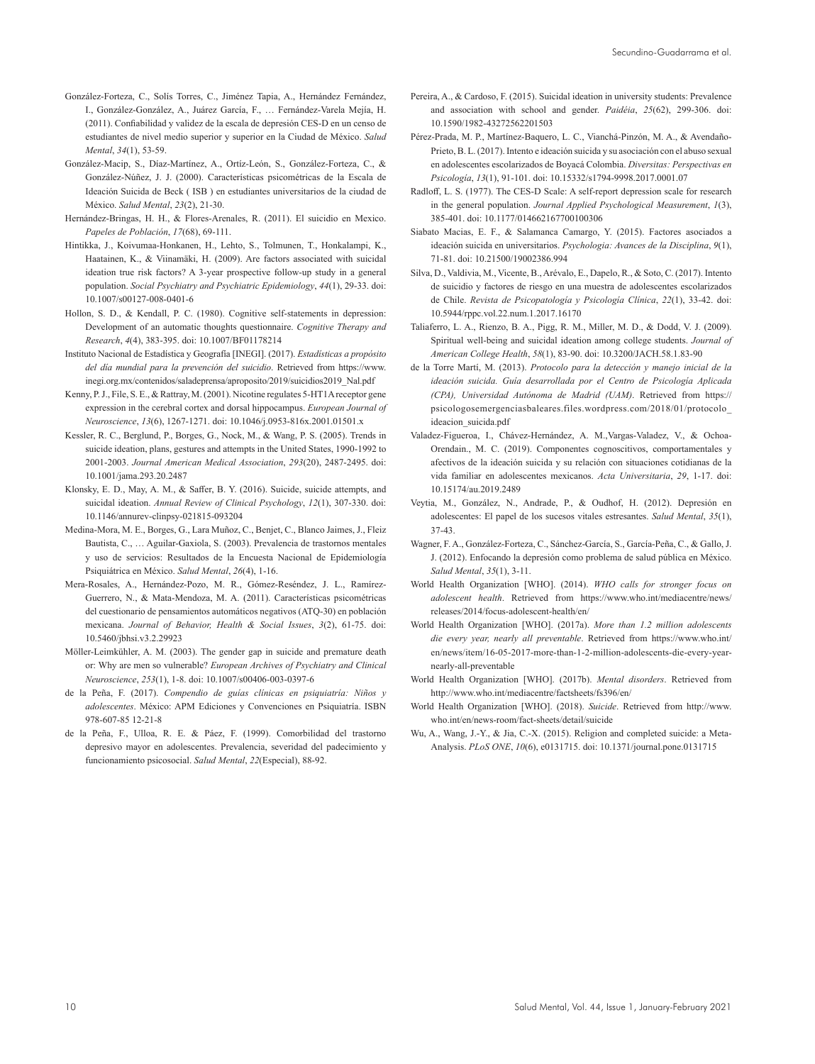González-Forteza, C., Solís Torres, C., Jiménez Tapia, A., Hernández Fernández, I., González-González, A., Juárez García, F., … Fernández-Varela Mejía, H. (2011). Confiabilidad y validez de la escala de depresión CES-D en un censo de estudiantes de nivel medio superior y superior en la Ciudad de México. *Salud Mental*, *34*(1), 53-59.

González-Macip, S., Díaz-Martínez, A., Ortíz-León, S., González-Forteza, C., & González-Núñez, J. J. (2000). Características psicométricas de la Escala de Ideación Suicida de Beck ( ISB ) en estudiantes universitarios de la ciudad de México. *Salud Mental*, *23*(2), 21-30.

Hernández-Bringas, H. H., & Flores-Arenales, R. (2011). El suicidio en Mexico. *Papeles de Población*, *17*(68), 69-111.

Hintikka, J., Koivumaa-Honkanen, H., Lehto, S., Tolmunen, T., Honkalampi, K., Haatainen, K., & Viinamäki, H. (2009). Are factors associated with suicidal ideation true risk factors? A 3-year prospective follow-up study in a general population. *Social Psychiatry and Psychiatric Epidemiology*, *44*(1), 29-33. doi: 10.1007/s00127-008-0401-6

Hollon, S. D., & Kendall, P. C. (1980). Cognitive self-statements in depression: Development of an automatic thoughts questionnaire. *Cognitive Therapy and Research*, *4*(4), 383-395. doi: 10.1007/BF01178214

Instituto Nacional de Estadística y Geografía [INEGI]. (2017). *Estadísticas a propósito del día mundial para la prevención del suicidio*. Retrieved from https://www.inegi.org.mx/contenidos/saladeprensa/aproposito/2019/suicidios2019_Nal.pdf

Kenny, P. J., File, S. E., & Rattray, M. (2001). Nicotine regulates 5-HT1A receptor gene expression in the cerebral cortex and dorsal hippocampus. *European Journal of Neuroscience*, *13*(6), 1267-1271. doi: 10.1046/j.0953-816x.2001.01501.x

Kessler, R. C., Berglund, P., Borges, G., Nock, M., & Wang, P. S. (2005). Trends in suicide ideation, plans, gestures and attempts in the United States, 1990-1992 to 2001-2003. *Journal American Medical Association*, *293*(20), 2487-2495. doi: 10.1001/jama.293.20.2487

Klonsky, E. D., May, A. M., & Saffer, B. Y. (2016). Suicide, suicide attempts, and suicidal ideation. *Annual Review of Clinical Psychology*, *12*(1), 307-330. doi: 10.1146/annurev-clinpsy-021815-093204

Medina-Mora, M. E., Borges, G., Lara Muñoz, C., Benjet, C., Blanco Jaimes, J., Fleiz Bautista, C., … Aguilar-Gaxiola, S. (2003). Prevalencia de trastornos mentales y uso de servicios: Resultados de la Encuesta Nacional de Epidemiología Psiquiátrica en México. *Salud Mental*, *26*(4), 1-16.

Mera-Rosales, A., Hernández-Pozo, M. R., Gómez-Reséndez, J. L., Ramírez-Guerrero, N., & Mata-Mendoza, M. A. (2011). Características psicométricas del cuestionario de pensamientos automáticos negativos (ATQ-30) en población mexicana. *Journal of Behavior, Health & Social Issues*, *3*(2), 61-75. doi: 10.5460/jbhsi.v3.2.29923

Möller-Leimkühler, A. M. (2003). The gender gap in suicide and premature death or: Why are men so vulnerable? *European Archives of Psychiatry and Clinical Neuroscience*, *253*(1), 1-8. doi: 10.1007/s00406-003-0397-6

de la Peña, F. (2017). *Compendio de guías clínicas en psiquiatría: Niños y adolescentes*. México: APM Ediciones y Convenciones en Psiquiatría. ISBN 978-607-85 12-21-8

de la Peña, F., Ulloa, R. E. & Páez, F. (1999). Comorbilidad del trastorno depresivo mayor en adolescentes. Prevalencia, severidad del padecimiento y funcionamiento psicosocial. *Salud Mental*, *22*(Especial), 88-92.

Pereira, A., & Cardoso, F. (2015). Suicidal ideation in university students: Prevalence and association with school and gender. *Paidéia*, *25*(62), 299-306. doi: 10.1590/1982-43272562201503

Pérez-Prada, M. P., Martínez-Baquero, L. C., Vianchá-Pinzón, M. A., & Avendaño-Prieto, B. L. (2017). Intento e ideación suicida y su asociación con el abuso sexual en adolescentes escolarizados de Boyacá Colombia. *Diversitas: Perspectivas en Psicología*, *13*(1), 91-101. doi: 10.15332/s1794-9998.2017.0001.07

Radloff, L. S. (1977). The CES-D Scale: A self-report depression scale for research in the general population. *Journal Applied Psychological Measurement*, *1*(3), 385-401. doi: 10.1177/014662167700100306

Siabato Macias, E. F., & Salamanca Camargo, Y. (2015). Factores asociados a ideación suicida en universitarios. *Psychologia: Avances de la Disciplina*, *9*(1), 71-81. doi: 10.21500/19002386.994

Silva, D., Valdivia, M., Vicente, B., Arévalo, E., Dapelo, R., & Soto, C. (2017). Intento de suicidio y factores de riesgo en una muestra de adolescentes escolarizados de Chile. *Revista de Psicopatología y Psicología Clínica*, *22*(1), 33-42. doi: 10.5944/rppc.vol.22.num.1.2017.16170

Taliaferro, L. A., Rienzo, B. A., Pigg, R. M., Miller, M. D., & Dodd, V. J. (2009). Spiritual well-being and suicidal ideation among college students. *Journal of American College Health*, *58*(1), 83-90. doi: 10.3200/JACH.58.1.83-90

de la Torre Martí, M. (2013). *Protocolo para la detección y manejo inicial de la ideación suicida. Guía desarrollada por el Centro de Psicología Aplicada (CPA), Universidad Autónoma de Madrid (UAM)*. Retrieved from https://psicologosemergenciasbaleares.files.wordpress.com/2018/01/protocolo_ideacion_suicida.pdf

Valadez-Figueroa, I., Chávez-Hernández, A. M.,Vargas-Valadez, V., & Ochoa-Orendain., M. C. (2019). Componentes cognoscitivos, comportamentales y afectivos de la ideación suicida y su relación con situaciones cotidianas de la vida familiar en adolescentes mexicanos. *Acta Universitaria*, *29*, 1-17. doi: 10.15174/au.2019.2489

Veytia, M., González, N., Andrade, P., & Oudhof, H. (2012). Depresión en adolescentes: El papel de los sucesos vitales estresantes. *Salud Mental*, *35*(1), 37-43.

Wagner, F. A., González-Forteza, C., Sánchez-García, S., García-Peña, C., & Gallo, J. J. (2012). Enfocando la depresión como problema de salud pública en México. *Salud Mental*, *35*(1), 3-11.

World Health Organization [WHO]. (2014). *WHO calls for stronger focus on adolescent health*. Retrieved from https://www.who.int/mediacentre/news/releases/2014/focus-adolescent-health/en/

World Health Organization [WHO]. (2017a). *More than 1.2 million adolescents die every year, nearly all preventable*. Retrieved from https://www.who.int/en/news/item/16-05-2017-more-than-1-2-million-adolescents-die-every-year-nearly-all-preventable

World Health Organization [WHO]. (2017b). *Mental disorders*. Retrieved from http://www.who.int/mediacentre/factsheets/fs396/en/

World Health Organization [WHO]. (2018). *Suicide*. Retrieved from http://www.who.int/en/news-room/fact-sheets/detail/suicide

Wu, A., Wang, J.-Y., & Jia, C.-X. (2015). Religion and completed suicide: a Meta-Analysis. *PLoS ONE*, *10*(6), e0131715. doi: 10.1371/journal.pone.0131715